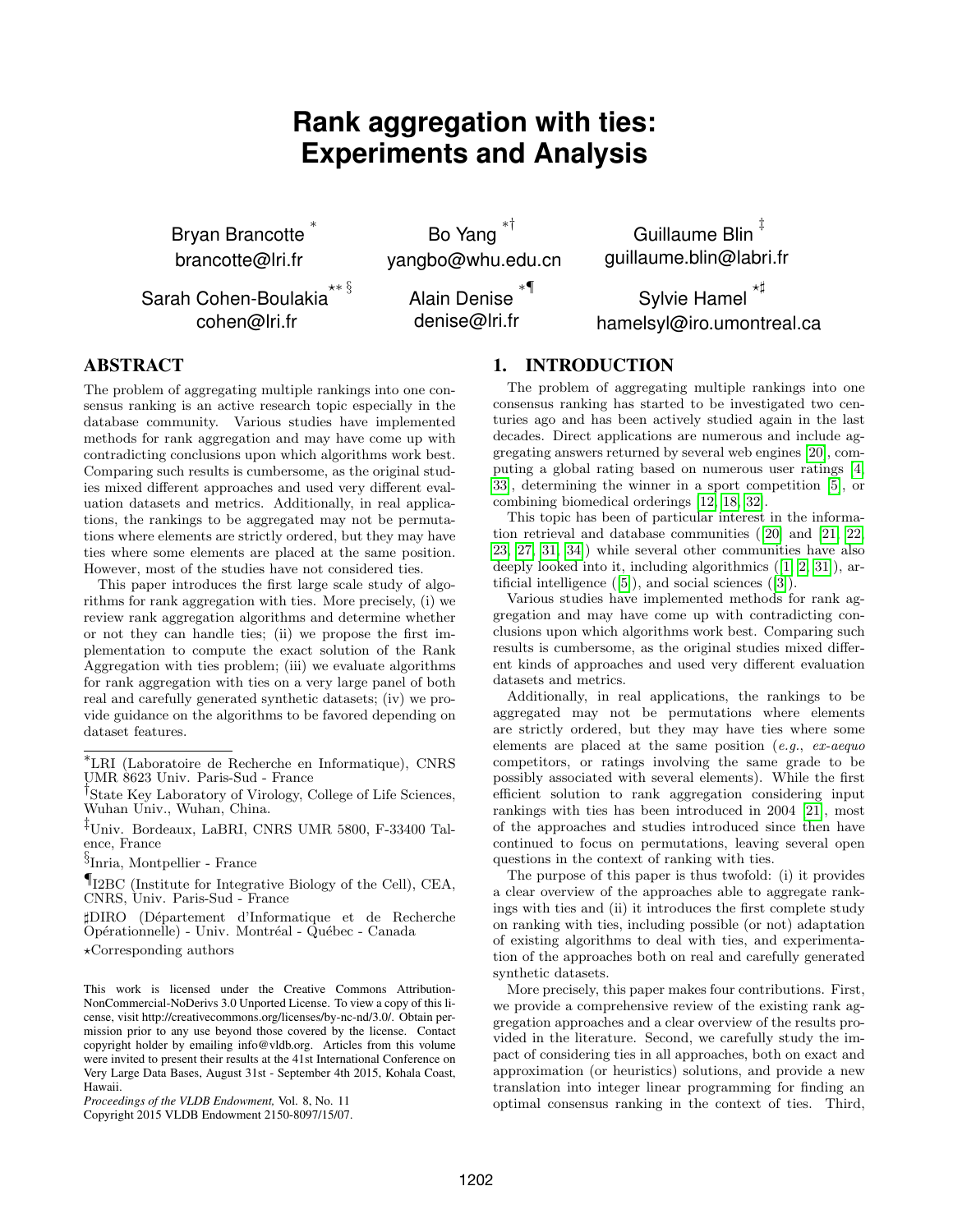# Rank aggregation with ties: Experiments and Analysis

Bryan Brancotte [*]
brancotte@lri.fr

Bo Yang [*†]
yangbo@whu.edu.cn

Guillaume Blin [‡]
guillaume.blin@labri.fr

Sarah Cohen-Boulakia [⋆*§]
cohen@lri.fr

Alain Denise [*¶]
denise@lri.fr

Sylvie Hamel [⋆♯]
hamelsyl@iro.umontreal.ca

## ABSTRACT

The problem of aggregating multiple rankings into one consensus ranking is an active research topic especially in the database community. Various studies have implemented methods for rank aggregation and may have come up with contradicting conclusions upon which algorithms work best. Comparing such results is cumbersome, as the original studies mixed different approaches and used very different evaluation datasets and metrics. Additionally, in real applications, the rankings to be aggregated may not be permutations where elements are strictly ordered, but they may have ties where some elements are placed at the same position. However, most of the studies have not considered ties.

This paper introduces the first large scale study of algorithms for rank aggregation with ties. More precisely, (i) we review rank aggregation algorithms and determine whether or not they can handle ties; (ii) we propose the first implementation to compute the exact solution of the Rank Aggregation with ties problem; (iii) we evaluate algorithms for rank aggregation with ties on a very large panel of both real and carefully generated synthetic datasets; (iv) we provide guidance on the algorithms to be favored depending on dataset features.

*LRI (Laboratoire de Recherche en Informatique), CNRS UMR 8623 Univ. Paris-Sud - France

†State Key Laboratory of Virology, College of Life Sciences, Wuhan Univ., Wuhan, China.

‡Univ. Bordeaux, LaBRI, CNRS UMR 5800, F-33400 Talence, France

§Inria, Montpellier - France

¶I2BC (Institute for Integrative Biology of the Cell), CEA, CNRS, Univ. Paris-Sud - France

♯DIRO (Département d'Informatique et de Recherche Opérationnelle) - Univ. Montréal - Québec - Canada

⋆Corresponding authors

This work is licensed under the Creative Commons Attribution-NonCommercial-NoDerivs 3.0 Unported License. To view a copy of this license, visit http://creativecommons.org/licenses/by-nc-nd/3.0/. Obtain permission prior to any use beyond those covered by the license. Contact copyright holder by emailing info@vldb.org. Articles from this volume were invited to present their results at the 41st International Conference on Very Large Data Bases, August 31st - September 4th 2015, Kohala Coast, Hawaii.

*Proceedings of the VLDB Endowment,* Vol. 8, No. 11
Copyright 2015 VLDB Endowment 2150-8097/15/07.

## 1. INTRODUCTION

The problem of aggregating multiple rankings into one consensus ranking has started to be investigated two centuries ago and has been actively studied again in the last decades. Direct applications are numerous and include aggregating answers returned by several web engines [20], computing a global rating based on numerous user ratings [4, 33], determining the winner in a sport competition [5], or combining biomedical orderings [12, 18, 32].

This topic has been of particular interest in the information retrieval and database communities ([20] and [21, 22, 23, 27, 31, 34]) while several other communities have also deeply looked into it, including algorithmics ([1, 2, 31]), artificial intelligence ([5]), and social sciences ([3]).

Various studies have implemented methods for rank aggregation and may have come up with contradicting conclusions upon which algorithms work best. Comparing such results is cumbersome, as the original studies mixed different kinds of approaches and used very different evaluation datasets and metrics.

Additionally, in real applications, the rankings to be aggregated may not be permutations where elements are strictly ordered, but they may have ties where some elements are placed at the same position (*e.g.*, *ex-aequo* competitors, or ratings involving the same grade to be possibly associated with several elements). While the first efficient solution to rank aggregation considering input rankings with ties has been introduced in 2004 [21], most of the approaches and studies introduced since then have continued to focus on permutations, leaving several open questions in the context of ranking with ties.

The purpose of this paper is thus twofold: (i) it provides a clear overview of the approaches able to aggregate rankings with ties and (ii) it introduces the first complete study on ranking with ties, including possible (or not) adaptation of existing algorithms to deal with ties, and experimentation of the approaches both on real and carefully generated synthetic datasets.

More precisely, this paper makes four contributions. First, we provide a comprehensive review of the existing rank aggregation approaches and a clear overview of the results provided in the literature. Second, we carefully study the impact of considering ties in all approaches, both on exact and approximation (or heuristics) solutions, and provide a new translation into integer linear programming for finding an optimal consensus ranking in the context of ties. Third,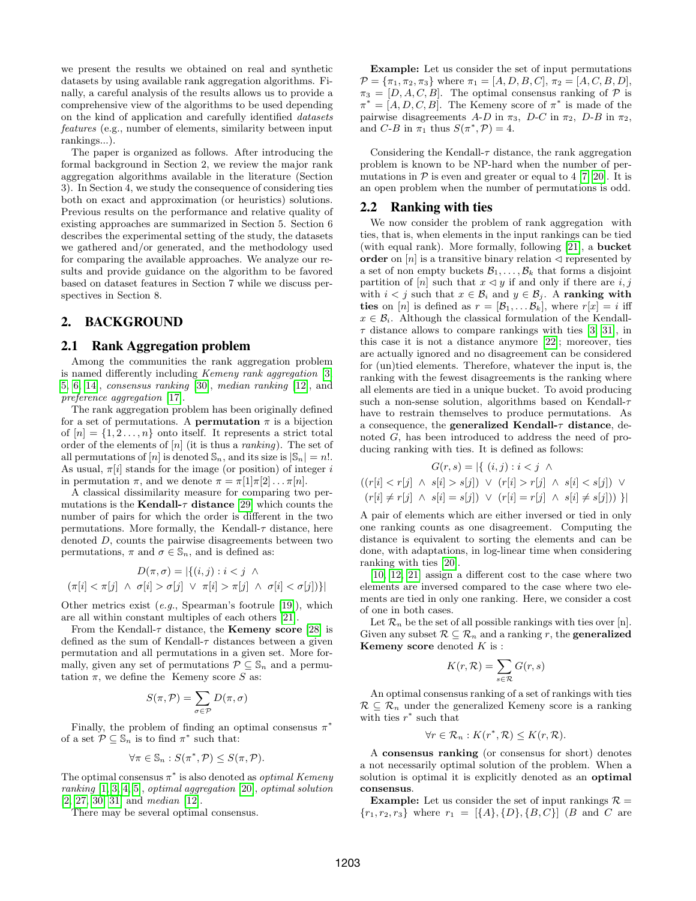we present the results we obtained on real and synthetic datasets by using available rank aggregation algorithms. Finally, a careful analysis of the results allows us to provide a comprehensive view of the algorithms to be used depending on the kind of application and carefully identified *datasets features* (e.g., number of elements, similarity between input rankings...).

The paper is organized as follows. After introducing the formal background in Section 2, we review the major rank aggregation algorithms available in the literature (Section 3). In Section 4, we study the consequence of considering ties both on exact and approximation (or heuristics) solutions. Previous results on the performance and relative quality of existing approaches are summarized in Section 5. Section 6 describes the experimental setting of the study, the datasets we gathered and/or generated, and the methodology used for comparing the available approaches. We analyze our results and provide guidance on the algorithm to be favored based on dataset features in Section 7 while we discuss perspectives in Section 8.

## 2. BACKGROUND

### 2.1 Rank Aggregation problem

Among the communities the rank aggregation problem is named differently including *Kemeny rank aggregation* [3, 5, 6, 14], *consensus ranking* [30], *median ranking* [12], and *preference aggregation* [17].

The rank aggregation problem has been originally defined for a set of permutations. A **permutation** $\pi$ is a bijection of $[n] = \{1, 2 \ldots, n\}$ onto itself. It represents a strict total order of the elements of $[n]$ (it is thus a *ranking*). The set of all permutations of $[n]$ is denoted $\mathbb{S}_n$, and its size is $|\mathbb{S}_n| = n!$. As usual, $\pi[i]$ stands for the image (or position) of integer $i$ in permutation $\pi$, and we denote $\pi = \pi[1]\pi[2]\ldots\pi[n]$.

A classical dissimilarity measure for comparing two permutations is the **Kendall-$\tau$ distance** [29] which counts the number of pairs for which the order is different in the two permutations. More formally, the Kendall-$\tau$ distance, here denoted $D$, counts the pairwise disagreements between two permutations, $\pi$ and $\sigma \in \mathbb{S}_n$, and is defined as:

$$D(\pi, \sigma) = |\{(i, j) : i < j \ \wedge$$
$$(\pi[i] < \pi[j] \ \wedge \ \sigma[i] > \sigma[j] \ \vee \ \pi[i] > \pi[j] \ \wedge \ \sigma[i] < \sigma[j])\}|$$

Other metrics exist (*e.g.*, Spearman's footrule [19]), which are all within constant multiples of each others [21].

From the Kendall-$\tau$ distance, the **Kemeny score** [28] is defined as the sum of Kendall-$\tau$ distances between a given permutation and all permutations in a given set. More formally, given any set of permutations $\mathcal{P} \subseteq \mathbb{S}_n$ and a permutation $\pi$, we define the Kemeny score $S$ as:

$$S(\pi, \mathcal{P}) = \sum_{\sigma \in \mathcal{P}} D(\pi, \sigma)$$

Finally, the problem of finding an optimal consensus $\pi^*$ of a set $\mathcal{P} \subseteq \mathbb{S}_n$ is to find $\pi^*$ such that:

$$\forall \pi \in \mathbb{S}_n : S(\pi^*, \mathcal{P}) \leq S(\pi, \mathcal{P}).$$

The optimal consensus $\pi^*$ is also denoted as *optimal Kemeny ranking* [1, 3, 4, 5], *optimal aggregation* [20], *optimal solution* [2, 27, 30, 31] and *median* [12].

There may be several optimal consensus.

**Example:** Let us consider the set of input permutations $\mathcal{P} = \{\pi_1, \pi_2, \pi_3\}$ where $\pi_1 = [A, D, B, C]$, $\pi_2 = [A, C, B, D]$, $\pi_3 = [D, A, C, B]$. The optimal consensus ranking of $\mathcal{P}$ is $\pi^* = [A, D, C, B]$. The Kemeny score of $\pi^*$ is made of the pairwise disagreements *A*-*D* in $\pi_3$, *D*-*C* in $\pi_2$, *D*-*B* in $\pi_2$, and *C*-*B* in $\pi_1$ thus $S(\pi^*, \mathcal{P}) = 4$.

Considering the Kendall-$\tau$ distance, the rank aggregation problem is known to be NP-hard when the number of permutations in $\mathcal{P}$ is even and greater or equal to 4 [7, 20]. It is an open problem when the number of permutations is odd.

### 2.2 Ranking with ties

We now consider the problem of rank aggregation with ties, that is, when elements in the input rankings can be tied (with equal rank). More formally, following [21], a **bucket order** on $[n]$ is a transitive binary relation $\triangleleft$ represented by a set of non empty buckets $\mathcal{B}_1, \ldots, \mathcal{B}_k$ that forms a disjoint partition of $[n]$ such that $x \triangleleft y$ if and only if there are $i, j$ with $i < j$ such that $x \in \mathcal{B}_i$ and $y \in \mathcal{B}_j$. A **ranking with ties** on $[n]$ is defined as $r = [\mathcal{B}_1, \ldots \mathcal{B}_k]$, where $r[x] = i$ iff $x \in \mathcal{B}_i$. Although the classical formulation of the Kendall-$\tau$ distance allows to compare rankings with ties [3, 31], in this case it is not a distance anymore [22]; moreover, ties are actually ignored and no disagreement can be considered for (un)tied elements. Therefore, whatever the input is, the ranking with the fewest disagreements is the ranking where all elements are tied in a unique bucket. To avoid producing such a non-sense solution, algorithms based on Kendall-$\tau$ have to restrain themselves to produce permutations. As a consequence, the **generalized Kendall-$\tau$ distance**, denoted $G$, has been introduced to address the need of producing ranking with ties. It is defined as follows:

$$G(r, s) = |\{\ (i, j) : i < j \ \wedge$$
$$((r[i] < r[j] \ \wedge \ s[i] > s[j]) \ \vee \ (r[i] > r[j] \ \wedge \ s[i] < s[j]) \ \vee$$
$$(r[i] \neq r[j] \ \wedge \ s[i] = s[j]) \ \vee \ (r[i] = r[j] \ \wedge \ s[i] \neq s[j]))\ \}|$$

A pair of elements which are either inversed or tied in only one ranking counts as one disagreement. Computing the distance is equivalent to sorting the elements and can be done, with adaptations, in log-linear time when considering ranking with ties [20].

[10, 12, 21] assign a different cost to the case where two elements are inversed compared to the case where two elements are tied in only one ranking. Here, we consider a cost of one in both cases.

Let $\mathcal{R}_n$ be the set of all possible rankings with ties over [n]. Given any subset $\mathcal{R} \subseteq \mathcal{R}_n$ and a ranking $r$, the **generalized Kemeny score** denoted $K$ is :

$$K(r, \mathcal{R}) = \sum_{s \in \mathcal{R}} G(r, s)$$

An optimal consensus ranking of a set of rankings with ties $\mathcal{R} \subseteq \mathcal{R}_n$ under the generalized Kemeny score is a ranking with ties $r^*$ such that

$$\forall r \in \mathcal{R}_n : K(r^*, \mathcal{R}) \leq K(r, \mathcal{R}).$$

A **consensus ranking** (or consensus for short) denotes a not necessarily optimal solution of the problem. When a solution is optimal it is explicitly denoted as an **optimal consensus**.

**Example:** Let us consider the set of input rankings $\mathcal{R} = \{r_1, r_2, r_3\}$ where $r_1 = [\{A\}, \{D\}, \{B, C\}]$ (*B* and *C* are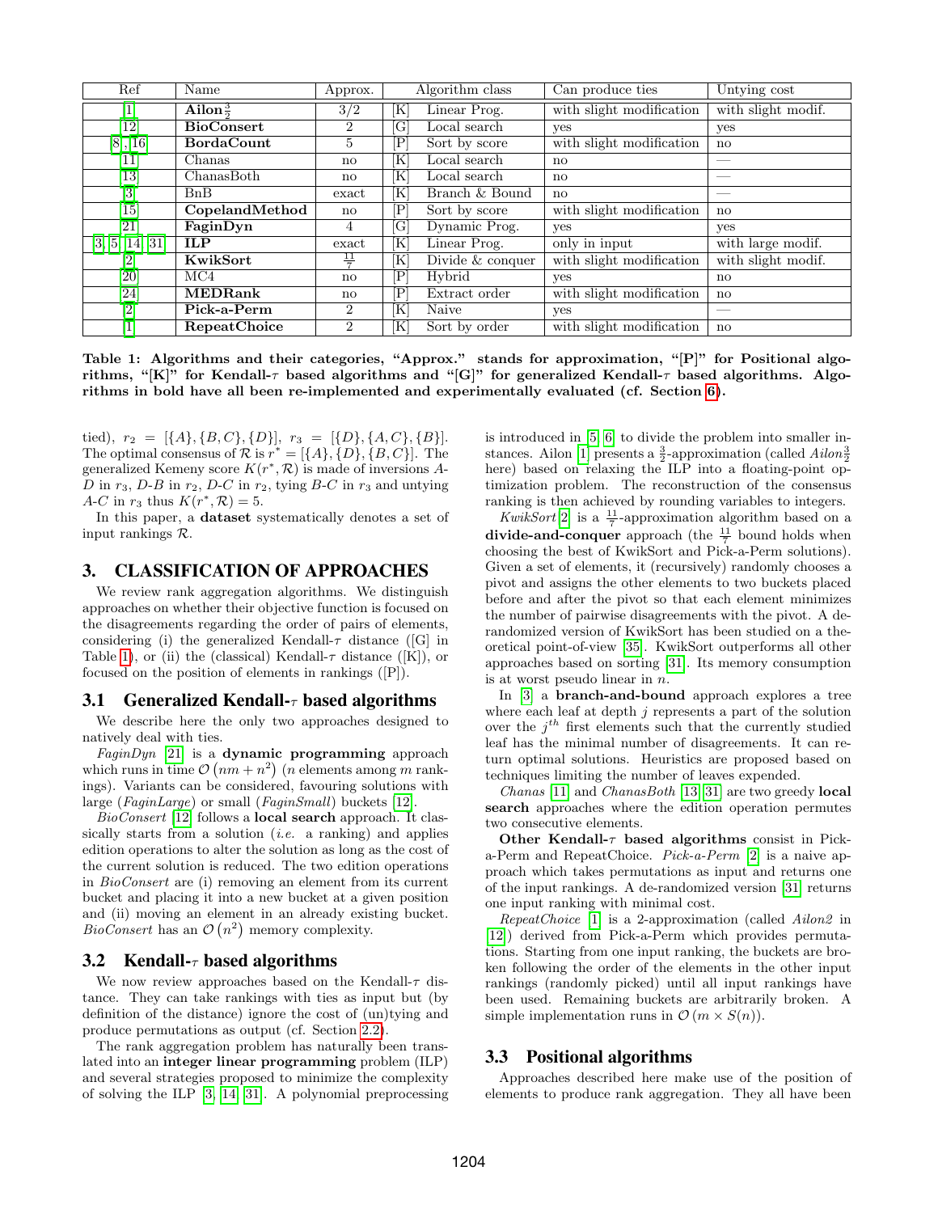| Ref | Name | Approx. | Algorithm class | | Can produce ties | Untying cost |
|---|---|---|---|---|---|---|
| [1] | **Ailon$\frac{3}{2}$** | 3/2 | [K] | Linear Prog. | with slight modification | with slight modif. |
| [12] | **BioConsert** | 2 | [G] | Local search | yes | yes |
| [8, 16] | **BordaCount** | 5 | [P] | Sort by score | with slight modification | no |
| [11] | Chanas | no | [K] | Local search | no | — |
| [13] | ChanasBoth | no | [K] | Local search | no | — |
| [3] | BnB | exact | [K] | Branch & Bound | no | — |
| [15] | **CopelandMethod** | no | [P] | Sort by score | with slight modification | no |
| [21] | **FaginDyn** | 4 | [G] | Dynamic Prog. | yes | yes |
| [3, 5, 14, 31] | **ILP** | exact | [K] | Linear Prog. | only in input | with large modif. |
| [2] | **KwikSort** | $\frac{11}{7}$ | [K] | Divide & conquer | with slight modification | with slight modif. |
| [20] | MC4 | no | [P] | Hybrid | yes | no |
| [24] | **MEDRank** | no | [P] | Extract order | with slight modification | no |
| [2] | **Pick-a-Perm** | 2 | [K] | Naive | yes | — |
| [1] | **RepeatChoice** | 2 | [K] | Sort by order | with slight modification | no |

**Table 1: Algorithms and their categories, "Approx." stands for approximation, "[P]" for Positional algorithms, "[K]" for Kendall-$\tau$ based algorithms and "[G]" for generalized Kendall-$\tau$ based algorithms. Algorithms in bold have all been re-implemented and experimentally evaluated (cf. Section 6).**

tied), $r_2 = [\{A\}, \{B, C\}, \{D\}]$, $r_3 = [\{D\}, \{A, C\}, \{B\}]$. The optimal consensus of $\mathcal{R}$ is $r^* = [\{A\}, \{D\}, \{B, C\}]$. The generalized Kemeny score $K(r^*, \mathcal{R})$ is made of inversions A-D in $r_3$, D-B in $r_2$, D-C in $r_2$, tying B-C in $r_3$ and untying A-C in $r_3$ thus $K(r^*, \mathcal{R}) = 5$.

In this paper, a **dataset** systematically denotes a set of input rankings $\mathcal{R}$.

## 3. CLASSIFICATION OF APPROACHES

We review rank aggregation algorithms. We distinguish approaches on whether their objective function is focused on the disagreements regarding the order of pairs of elements, considering (i) the generalized Kendall-$\tau$ distance ([G] in Table 1), or (ii) the (classical) Kendall-$\tau$ distance ([K]), or focused on the position of elements in rankings ([P]).

### 3.1 Generalized Kendall-$\tau$ based algorithms

We describe here the only two approaches designed to natively deal with ties.

*FaginDyn* [21] is a **dynamic programming** approach which runs in time $\mathcal{O}(nm + n^2)$ ($n$ elements among $m$ rankings). Variants can be considered, favouring solutions with large (*FaginLarge*) or small (*FaginSmall*) buckets [12].

*BioConsert* [12] follows a **local search** approach. It classically starts from a solution (*i.e.* a ranking) and applies edition operations to alter the solution as long as the cost of the current solution is reduced. The two edition operations in *BioConsert* are (i) removing an element from its current bucket and placing it into a new bucket at a given position and (ii) moving an element in an already existing bucket. *BioConsert* has an $\mathcal{O}(n^2)$ memory complexity.

### 3.2 Kendall-$\tau$ based algorithms

We now review approaches based on the Kendall-$\tau$ distance. They can take rankings with ties as input but (by definition of the distance) ignore the cost of (un)tying and produce permutations as output (cf. Section 2.2).

The rank aggregation problem has naturally been translated into an **integer linear programming** problem (ILP) and several strategies proposed to minimize the complexity of solving the ILP [3, 14, 31]. A polynomial preprocessing is introduced in [5, 6] to divide the problem into smaller instances. Ailon [1] presents a $\frac{3}{2}$-approximation (called *Ailon$\frac{3}{2}$* here) based on relaxing the ILP into a floating-point optimization problem. The reconstruction of the consensus ranking is then achieved by rounding variables to integers.

*KwikSort* [2] is a $\frac{11}{7}$-approximation algorithm based on a **divide-and-conquer** approach (the $\frac{11}{7}$ bound holds when choosing the best of KwikSort and Pick-a-Perm solutions). Given a set of elements, it (recursively) randomly chooses a pivot and assigns the other elements to two buckets placed before and after the pivot so that each element minimizes the number of pairwise disagreements with the pivot. A derandomized version of KwikSort has been studied on a theoretical point-of-view [35]. KwikSort outperforms all other approaches based on sorting [31]. Its memory consumption is at worst pseudo linear in $n$.

In [3] a **branch-and-bound** approach explores a tree where each leaf at depth $j$ represents a part of the solution over the $j^{th}$ first elements such that the currently studied leaf has the minimal number of disagreements. It can return optimal solutions. Heuristics are proposed based on techniques limiting the number of leaves expended.

*Chanas* [11] and *ChanasBoth* [13, 31] are two greedy **local search** approaches where the edition operation permutes two consecutive elements.

**Other Kendall-$\tau$ based algorithms** consist in Pick-a-Perm and RepeatChoice. *Pick-a-Perm* [2] is a naive approach which takes permutations as input and returns one of the input rankings. A de-randomized version [31] returns one input ranking with minimal cost.

*RepeatChoice* [1] is a 2-approximation (called *Ailon2* in [12]) derived from Pick-a-Perm which provides permutations. Starting from one input ranking, the buckets are broken following the order of the elements in the other input rankings (randomly picked) until all input rankings have been used. Remaining buckets are arbitrarily broken. A simple implementation runs in $\mathcal{O}(m \times S(n))$.

### 3.3 Positional algorithms

Approaches described here make use of the position of elements to produce rank aggregation. They all have been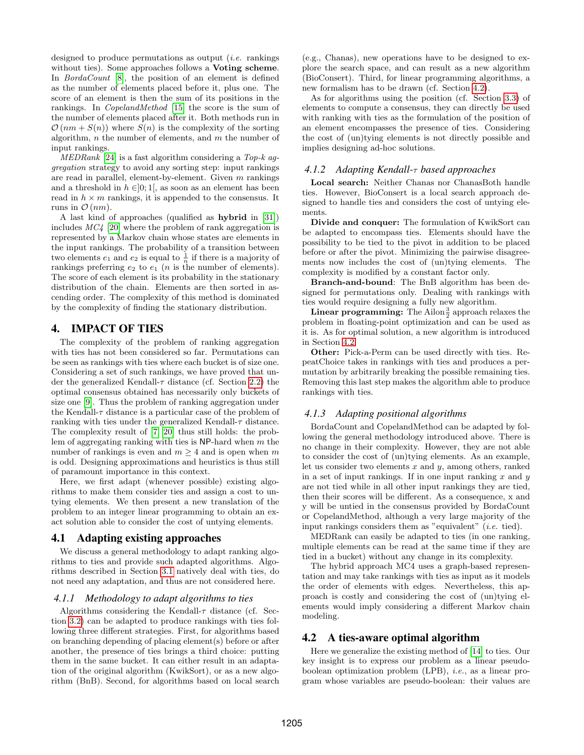designed to produce permutations as output (*i.e.* rankings without ties). Some approaches follows a **Voting scheme**. In *BordaCount* [8], the position of an element is defined as the number of elements placed before it, plus one. The score of an element is then the sum of its positions in the rankings. In *CopelandMethod* [15] the score is the sum of the number of elements placed after it. Both methods run in $\mathcal{O}(nm + S(n))$ where $S(n)$ is the complexity of the sorting algorithm, $n$ the number of elements, and $m$ the number of input rankings.

*MEDRank* [24] is a fast algorithm considering a *Top-k aggregation* strategy to avoid any sorting step: input rankings are read in parallel, element-by-element. Given $m$ rankings and a threshold in $h \in ]0;1[$, as soon as an element has been read in $h \times m$ rankings, it is appended to the consensus. It runs in $\mathcal{O}(nm)$.

A last kind of approaches (qualified as **hybrid** in [31]) includes *MC4* [20] where the problem of rank aggregation is represented by a Markov chain whose states are elements in the input rankings. The probability of a transition between two elements $e_1$ and $e_2$ is equal to $\frac{1}{n}$ if there is a majority of rankings preferring $e_2$ to $e_1$ ($n$ is the number of elements). The score of each element is its probability in the stationary distribution of the chain. Elements are then sorted in ascending order. The complexity of this method is dominated by the complexity of finding the stationary distribution.

# 4. IMPACT OF TIES

The complexity of the problem of ranking aggregation with ties has not been considered so far. Permutations can be seen as rankings with ties where each bucket is of size one. Considering a set of such rankings, we have proved that under the generalized Kendall-$\tau$ distance (cf. Section 2.2) the optimal consensus obtained has necessarily only buckets of size one [9]. Thus the problem of ranking aggregation under the Kendall-$\tau$ distance is a particular case of the problem of ranking with ties under the generalized Kendall-$\tau$ distance. The complexity result of [7, 20] thus still holds: the problem of aggregating ranking with ties is NP-hard when $m$ the number of rankings is even and $m \geq 4$ and is open when $m$ is odd. Designing approximations and heuristics is thus still of paramount importance in this context.

Here, we first adapt (whenever possible) existing algorithms to make them consider ties and assign a cost to untying elements. We then present a new translation of the problem to an integer linear programming to obtain an exact solution able to consider the cost of untying elements.

## 4.1 Adapting existing approaches

We discuss a general methodology to adapt ranking algorithms to ties and provide such adapted algorithms. Algorithms described in Section 3.1 natively deal with ties, do not need any adaptation, and thus are not considered here.

### 4.1.1 Methodology to adapt algorithms to ties

Algorithms considering the Kendall-$\tau$ distance (cf. Section 3.2) can be adapted to produce rankings with ties following three different strategies. First, for algorithms based on branching depending of placing element(s) before or after another, the presence of ties brings a third choice: putting them in the same bucket. It can either result in an adaptation of the original algorithm (KwikSort), or as a new algorithm (BnB). Second, for algorithms based on local search (e.g., Chanas), new operations have to be designed to explore the search space, and can result as a new algorithm (BioConsert). Third, for linear programming algorithms, a new formalism has to be drawn (cf. Section 4.2).

As for algorithms using the position (cf. Section 3.3) of elements to compute a consensus, they can directly be used with ranking with ties as the formulation of the position of an element encompasses the presence of ties. Considering the cost of (un)tying elements is not directly possible and implies designing ad-hoc solutions.

### 4.1.2 Adapting Kendall-$\tau$ based approaches

**Local search:** Neither Chanas nor ChanasBoth handle ties. However, BioConsert is a local search approach designed to handle ties and considers the cost of untying elements.

**Divide and conquer:** The formulation of KwikSort can be adapted to encompass ties. Elements should have the possibility to be tied to the pivot in addition to be placed before or after the pivot. Minimizing the pairwise disagreements now includes the cost of (un)tying elements. The complexity is modified by a constant factor only.

**Branch-and-bound**: The BnB algorithm has been designed for permutations only. Dealing with rankings with ties would require designing a fully new algorithm.

**Linear programming:** The Ailon$\frac{3}{2}$ approach relaxes the problem in floating-point optimization and can be used as it is. As for optimal solution, a new algorithm is introduced in Section 4.2.

**Other:** Pick-a-Perm can be used directly with ties. RepeatChoice takes in rankings with ties and produces a permutation by arbitrarily breaking the possible remaining ties. Removing this last step makes the algorithm able to produce rankings with ties.

### 4.1.3 Adapting positional algorithms

BordaCount and CopelandMethod can be adapted by following the general methodology introduced above. There is no change in their complexity. However, they are not able to consider the cost of (un)tying elements. As an example, let us consider two elements $x$ and $y$, among others, ranked in a set of input rankings. If in one input ranking $x$ and $y$ are not tied while in all other input rankings they are tied, then their scores will be different. As a consequence, x and y will be untied in the consensus provided by BordaCount or CopelandMethod, although a very large majority of the input rankings considers them as "equivalent" (*i.e.* tied).

MEDRank can easily be adapted to ties (in one ranking, multiple elements can be read at the same time if they are tied in a bucket) without any change in its complexity.

The hybrid approach MC4 uses a graph-based representation and may take rankings with ties as input as it models the order of elements with edges. Nevertheless, this approach is costly and considering the cost of (un)tying elements would imply considering a different Markov chain modeling.

## 4.2 A ties-aware optimal algorithm

Here we generalize the existing method of [14] to ties. Our key insight is to express our problem as a linear pseudo-boolean optimization problem (LPB), *i.e.*, as a linear program whose variables are pseudo-boolean: their values are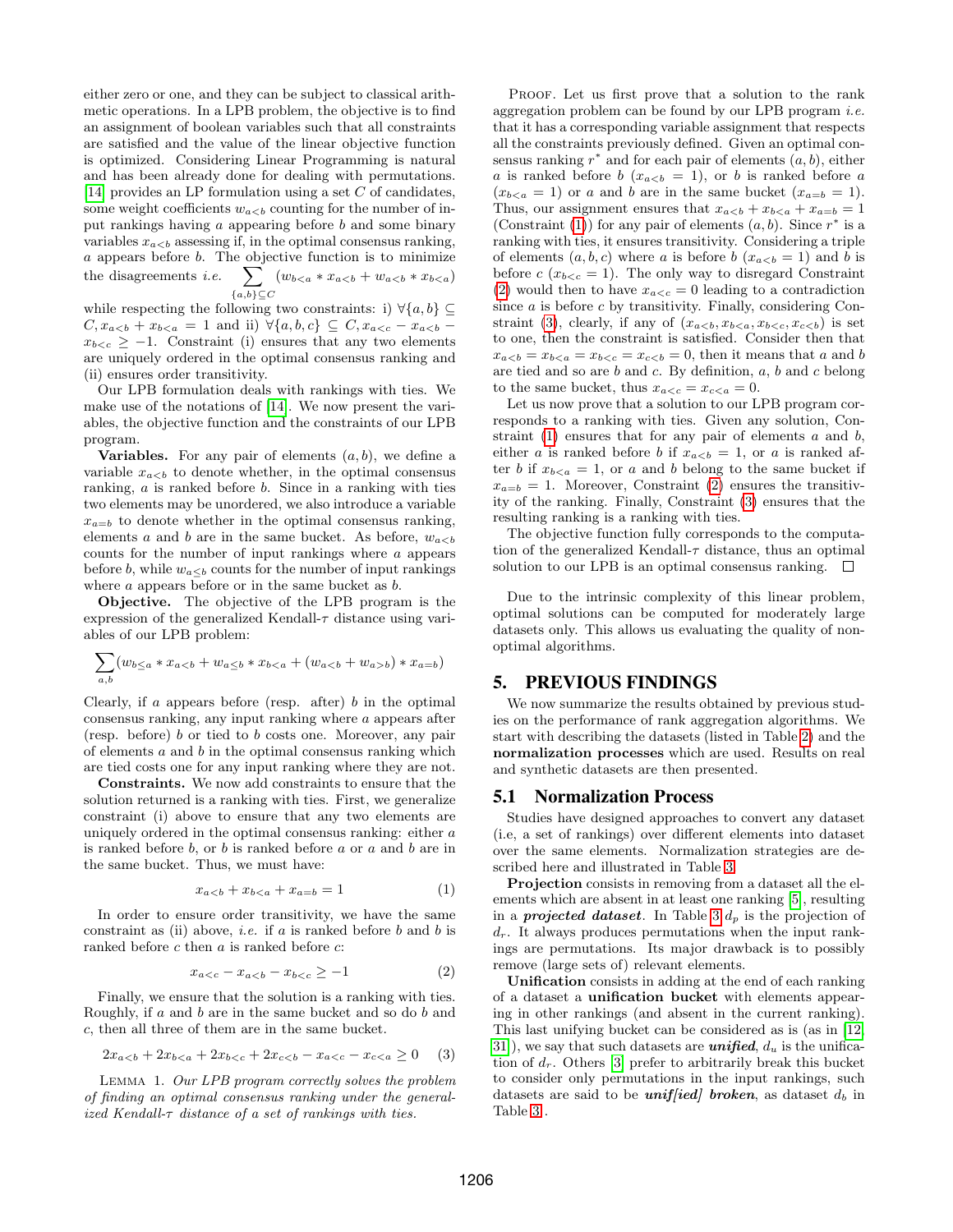either zero or one, and they can be subject to classical arithmetic operations. In a LPB problem, the objective is to find an assignment of boolean variables such that all constraints are satisfied and the value of the linear objective function is optimized. Considering Linear Programming is natural and has been already done for dealing with permutations. [14] provides an LP formulation using a set $C$ of candidates, some weight coefficients $w_{a<b}$ counting for the number of input rankings having $a$ appearing before $b$ and some binary variables $x_{a<b}$ assessing if, in the optimal consensus ranking, $a$ appears before $b$. The objective function is to minimize the disagreements *i.e.* $\sum_{\{a,b\}\subseteq C}(w_{b<a} * x_{a<b} + w_{a<b} * x_{b<a})$ while respecting the following two constraints: i) $\forall \{a,b\} \subseteq C, x_{a<b} + x_{b<a} = 1$ and ii) $\forall \{a,b,c\} \subseteq C, x_{a<c} - x_{a<b} - x_{b<c} \geq -1$. Constraint (i) ensures that any two elements are uniquely ordered in the optimal consensus ranking and (ii) ensures order transitivity.

Our LPB formulation deals with rankings with ties. We make use of the notations of [14]. We now present the variables, the objective function and the constraints of our LPB program.

**Variables.** For any pair of elements $(a, b)$, we define a variable $x_{a<b}$ to denote whether, in the optimal consensus ranking, $a$ is ranked before $b$. Since in a ranking with ties two elements may be unordered, we also introduce a variable $x_{a=b}$ to denote whether in the optimal consensus ranking, elements $a$ and $b$ are in the same bucket. As before, $w_{a<b}$ counts for the number of input rankings where $a$ appears before $b$, while $w_{a\leq b}$ counts for the number of input rankings where $a$ appears before or in the same bucket as $b$.

**Objective.** The objective of the LPB program is the expression of the generalized Kendall-$\tau$ distance using variables of our LPB problem:

$$\sum_{a,b}(w_{b\leq a} * x_{a<b} + w_{a\leq b} * x_{b<a} + (w_{a<b} + w_{a>b}) * x_{a=b})$$

Clearly, if $a$ appears before (resp. after) $b$ in the optimal consensus ranking, any input ranking where $a$ appears after (resp. before) $b$ or tied to $b$ costs one. Moreover, any pair of elements $a$ and $b$ in the optimal consensus ranking which are tied costs one for any input ranking where they are not.

**Constraints.** We now add constraints to ensure that the solution returned is a ranking with ties. First, we generalize constraint (i) above to ensure that any two elements are uniquely ordered in the optimal consensus ranking: either $a$ is ranked before $b$, or $b$ is ranked before $a$ or $a$ and $b$ are in the same bucket. Thus, we must have:

$$x_{a<b} + x_{b<a} + x_{a=b} = 1 \tag{1}$$

In order to ensure order transitivity, we have the same constraint as (ii) above, *i.e.* if $a$ is ranked before $b$ and $b$ is ranked before $c$ then $a$ is ranked before $c$:

$$x_{a<c} - x_{a<b} - x_{b<c} \geq -1 \tag{2}$$

Finally, we ensure that the solution is a ranking with ties. Roughly, if $a$ and $b$ are in the same bucket and so do $b$ and $c$, then all three of them are in the same bucket.

$$2x_{a<b} + 2x_{b<a} + 2x_{b<c} + 2x_{c<b} - x_{a<c} - x_{c<a} \geq 0 \tag{3}$$

Lemma 1. *Our LPB program correctly solves the problem of finding an optimal consensus ranking under the generalized Kendall-$\tau$ distance of a set of rankings with ties.*

Proof. Let us first prove that a solution to the rank aggregation problem can be found by our LPB program *i.e.* that it has a corresponding variable assignment that respects all the constraints previously defined. Given an optimal consensus ranking $r^*$ and for each pair of elements $(a, b)$, either $a$ is ranked before $b$ ($x_{a<b} = 1$), or $b$ is ranked before $a$ ($x_{b<a} = 1$) or $a$ and $b$ are in the same bucket ($x_{a=b} = 1$). Thus, our assignment ensures that $x_{a<b} + x_{b<a} + x_{a=b} = 1$ (Constraint (1)) for any pair of elements $(a, b)$. Since $r^*$ is a ranking with ties, it ensures transitivity. Considering a triple of elements $(a, b, c)$ where $a$ is before $b$ ($x_{a<b} = 1$) and $b$ is before $c$ ($x_{b<c} = 1$). The only way to disregard Constraint (2) would then to have $x_{a<c} = 0$ leading to a contradiction since $a$ is before $c$ by transitivity. Finally, considering Constraint (3), clearly, if any of ($x_{a<b}, x_{b<a}, x_{b<c}, x_{c<b}$) is set to one, then the constraint is satisfied. Consider then that $x_{a<b} = x_{b<a} = x_{b<c} = x_{c<b} = 0$, then it means that $a$ and $b$ are tied and so are $b$ and $c$. By definition, $a$, $b$ and $c$ belong to the same bucket, thus $x_{a<c} = x_{c<a} = 0$.

Let us now prove that a solution to our LPB program corresponds to a ranking with ties. Given any solution, Constraint (1) ensures that for any pair of elements $a$ and $b$, either $a$ is ranked before $b$ if $x_{a<b} = 1$, or $a$ is ranked after $b$ if $x_{b<a} = 1$, or $a$ and $b$ belong to the same bucket if $x_{a=b} = 1$. Moreover, Constraint (2) ensures the transitivity of the ranking. Finally, Constraint (3) ensures that the resulting ranking is a ranking with ties.

The objective function fully corresponds to the computation of the generalized Kendall-$\tau$ distance, thus an optimal solution to our LPB is an optimal consensus ranking. ☐

Due to the intrinsic complexity of this linear problem, optimal solutions can be computed for moderately large datasets only. This allows us evaluating the quality of non-optimal algorithms.

## 5. PREVIOUS FINDINGS

We now summarize the results obtained by previous studies on the performance of rank aggregation algorithms. We start with describing the datasets (listed in Table 2) and the **normalization processes** which are used. Results on real and synthetic datasets are then presented.

### 5.1 Normalization Process

Studies have designed approaches to convert any dataset (i.e, a set of rankings) over different elements into dataset over the same elements. Normalization strategies are described here and illustrated in Table 3.

**Projection** consists in removing from a dataset all the elements which are absent in at least one ranking [5], resulting in a ***projected dataset***. In Table 3 $d_p$ is the projection of $d_r$. It always produces permutations when the input rankings are permutations. Its major drawback is to possibly remove (large sets of) relevant elements.

**Unification** consists in adding at the end of each ranking of a dataset a **unification bucket** with elements appearing in other rankings (and absent in the current ranking). This last unifying bucket can be considered as is (as in [12, 31]), we say that such datasets are ***unified***, $d_u$ is the unification of $d_r$. Others [3] prefer to arbitrarily break this bucket to consider only permutations in the input rankings, such datasets are said to be ***unif[ied] broken***, as dataset $d_b$ in Table 3.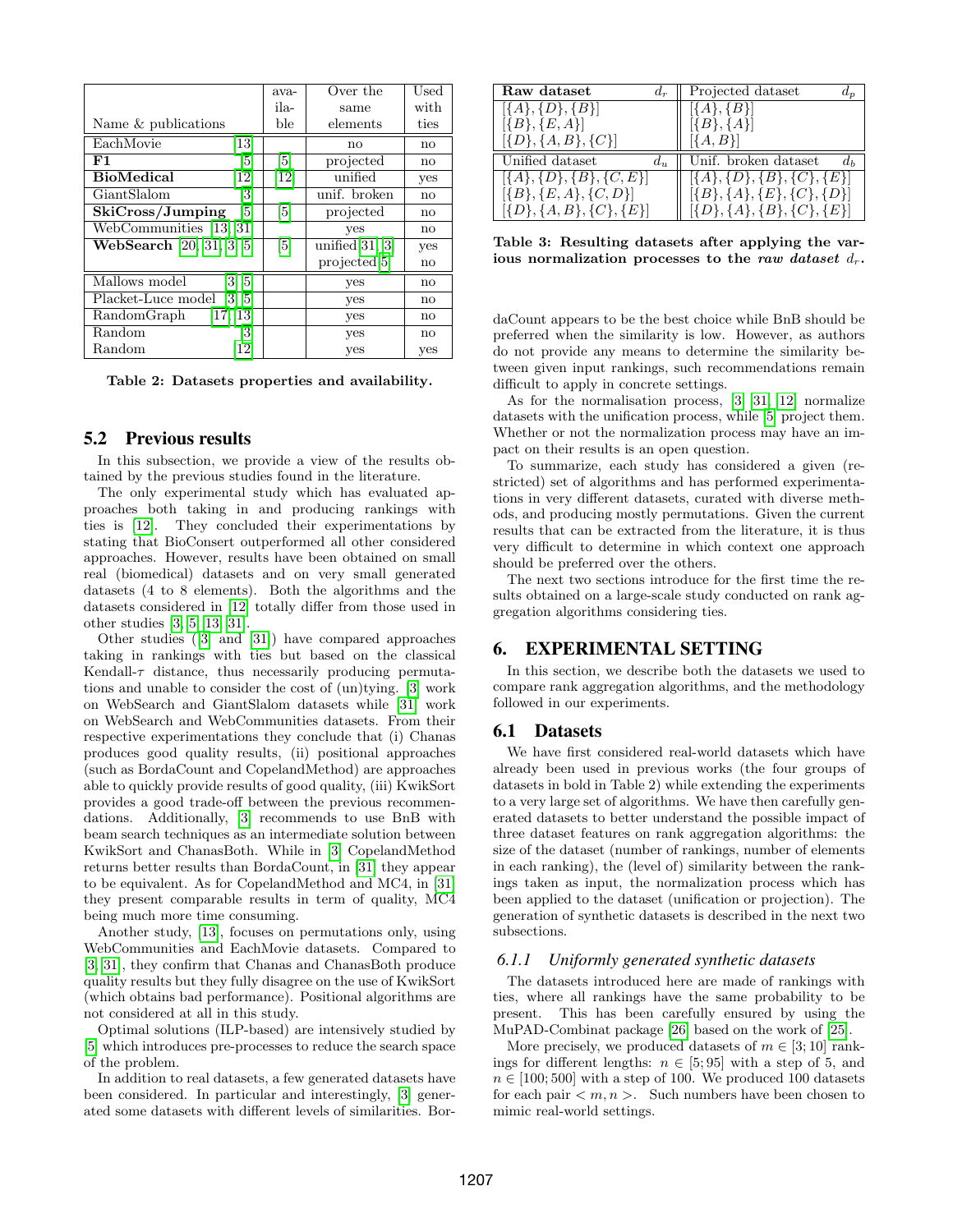| Name & publications | available | Over the same elements | Used with ties |
|---|---|---|---|
| EachMovie [13] | | no | no |
| **F1** [5] | [5] | projected | no |
| **BioMedical** [12] | [12] | unified | yes |
| GiantSlalom [3] | | unif. broken | no |
| **SkiCross/Jumping** [5] | [5] | projected | no |
| WebCommunities [13, 31] | | yes | no |
| **WebSearch** [20, 31, 3, 5] | [5] | unified[31, 3] | yes |
| | | projected[5] | no |
| Mallows model [3, 5] | | yes | no |
| Placket-Luce model [3, 5] | | yes | no |
| RandomGraph [17, 13] | | yes | no |
| Random [3] | | yes | no |
| Random [12] | | yes | yes |

**Table 2: Datasets properties and availability.**

## 5.2 Previous results

In this subsection, we provide a view of the results obtained by the previous studies found in the literature.

The only experimental study which has evaluated approaches both taking in and producing rankings with ties is [12]. They concluded their experimentations by stating that BioConsert outperformed all other considered approaches. However, results have been obtained on small real (biomedical) datasets and on very small generated datasets (4 to 8 elements). Both the algorithms and the datasets considered in [12] totally differ from those used in other studies [3, 5, 13, 31].

Other studies ([3] and [31]) have compared approaches taking in rankings with ties but based on the classical Kendall-$\tau$ distance, thus necessarily producing permutations and unable to consider the cost of (un)tying. [3] work on WebSearch and GiantSlalom datasets while [31] work on WebSearch and WebCommunities datasets. From their respective experimentations they conclude that (i) Chanas produces good quality results, (ii) positional approaches (such as BordaCount and CopelandMethod) are approaches able to quickly provide results of good quality, (iii) KwikSort provides a good trade-off between the previous recommendations. Additionally, [3] recommends to use BnB with beam search techniques as an intermediate solution between KwikSort and ChanasBoth. While in [3] CopelandMethod returns better results than BordaCount, in [31] they appear to be equivalent. As for CopelandMethod and MC4, in [31] they present comparable results in term of quality, MC4 being much more time consuming.

Another study, [13], focuses on permutations only, using WebCommunities and EachMovie datasets. Compared to [3, 31], they confirm that Chanas and ChanasBoth produce quality results but they fully disagree on the use of KwikSort (which obtains bad performance). Positional algorithms are not considered at all in this study.

Optimal solutions (ILP-based) are intensively studied by [5] which introduces pre-processes to reduce the search space of the problem.

In addition to real datasets, a few generated datasets have been considered. In particular and interestingly, [3] generated some datasets with different levels of similarities. BordaCount appears to be the best choice while BnB should be preferred when the similarity is low. However, as authors do not provide any means to determine the similarity between given input rankings, such recommendations remain difficult to apply in concrete settings.

As for the normalisation process, [3, 31, 12] normalize datasets with the unification process, while [5] project them. Whether or not the normalization process may have an impact on their results is an open question.

To summarize, each study has considered a given (restricted) set of algorithms and has performed experimentations in very different datasets, curated with diverse methods, and producing mostly permutations. Given the current results that can be extracted from the literature, it is thus very difficult to determine in which context one approach should be preferred over the others.

The next two sections introduce for the first time the results obtained on a large-scale study conducted on rank aggregation algorithms considering ties.

| **Raw dataset** $d_r$ | Projected dataset $d_p$ |
|---|---|
| $[\{A\},\{D\},\{B\}]$ | $[\{A\},\{B\}]$ |
| $[\{B\},\{E,A\}]$ | $[\{B\},\{A\}]$ |
| $[\{D\},\{A,B\},\{C\}]$ | $[\{A,B\}]$ |
| **Unified dataset** $d_u$ | **Unif. broken dataset** $d_b$ |
| $[\{A\},\{D\},\{B\},\{C,E\}]$ | $[\{A\},\{D\},\{B\},\{C\},\{E\}]$ |
| $[\{B\},\{E,A\},\{C,D\}]$ | $[\{B\},\{A\},\{E\},\{C\},\{D\}]$ |
| $[\{D\},\{A,B\},\{C\},\{E\}]$ | $[\{D\},\{A\},\{B\},\{C\},\{E\}]$ |

**Table 3: Resulting datasets after applying the various normalization processes to the *raw dataset* $d_r$.**

# 6. EXPERIMENTAL SETTING

In this section, we describe both the datasets we used to compare rank aggregation algorithms, and the methodology followed in our experiments.

## 6.1 Datasets

We have first considered real-world datasets which have already been used in previous works (the four groups of datasets in bold in Table 2) while extending the experiments to a very large set of algorithms. We have then carefully generated datasets to better understand the possible impact of three dataset features on rank aggregation algorithms: the size of the dataset (number of rankings, number of elements in each ranking), the (level of) similarity between the rankings taken as input, the normalization process which has been applied to the dataset (unification or projection). The generation of synthetic datasets is described in the next two subsections.

### 6.1.1 Uniformly generated synthetic datasets

The datasets introduced here are made of rankings with ties, where all rankings have the same probability to be present. This has been carefully ensured by using the MuPAD-Combinat package [26] based on the work of [25].

More precisely, we produced datasets of $m \in [3; 10]$ rankings for different lengths: $n \in [5; 95]$ with a step of 5, and $n \in [100; 500]$ with a step of 100. We produced 100 datasets for each pair $< m, n >$. Such numbers have been chosen to mimic real-world settings.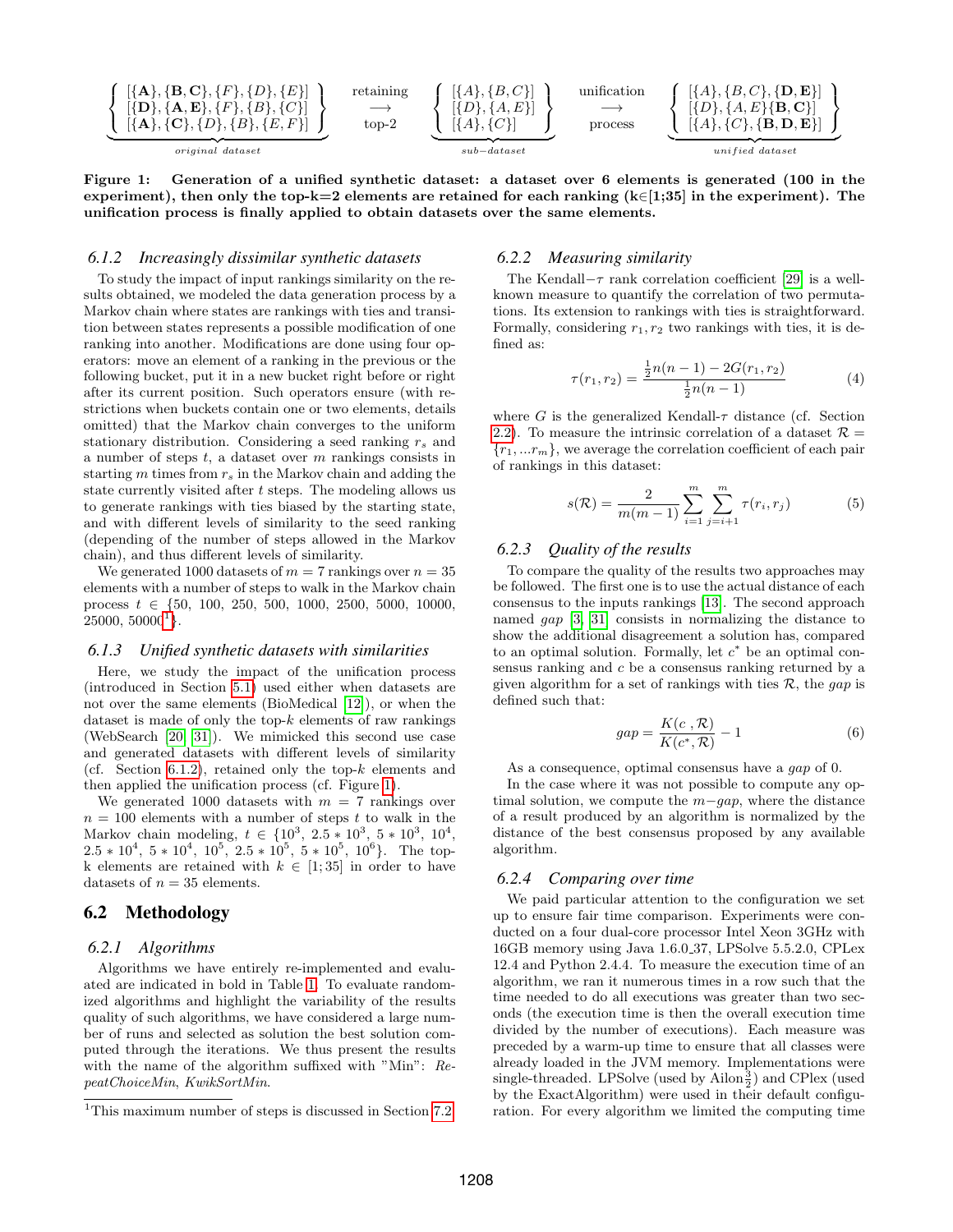$$\underbrace{\left\{\begin{array}{l}[\{\mathbf{A}\},\{\mathbf{B},\mathbf{C}\},\{F\},\{D\},\{E\}]\\ [\{\mathbf{D}\},\{\mathbf{A},\mathbf{E}\},\{F\},\{B\},\{C\}]\\ [\{\mathbf{A}\},\{\mathbf{C}\},\{D\},\{B\},\{E,F\}]\end{array}\right\}}_{original\ dataset} \overset{\text{retaining}}{\underset{\text{top-2}}{\longrightarrow}} \underbrace{\left\{\begin{array}{l}[\{A\},\{B,C\}]\\ [\{D\},\{A,E\}]\\ [\{A\},\{C\}]\end{array}\right\}}_{sub-dataset} \overset{\text{unification}}{\underset{\text{process}}{\longrightarrow}} \underbrace{\left\{\begin{array}{l}[\{A\},\{B,C\},\{\mathbf{D},\mathbf{E}\}]\\ [\{D\},\{A,E\}\{\mathbf{B},\mathbf{C}\}]\\ [\{A\},\{C\},\{\mathbf{B},\mathbf{D},\mathbf{E}\}]\end{array}\right\}}_{unified\ dataset}$$

**Figure 1: Generation of a unified synthetic dataset: a dataset over 6 elements is generated (100 in the experiment), then only the top-k=2 elements are retained for each ranking (k∈[1;35] in the experiment). The unification process is finally applied to obtain datasets over the same elements.**

### 6.1.2 Increasingly dissimilar synthetic datasets

To study the impact of input rankings similarity on the results obtained, we modeled the data generation process by a Markov chain where states are rankings with ties and transition between states represents a possible modification of one ranking into another. Modifications are done using four operators: move an element of a ranking in the previous or the following bucket, put it in a new bucket right before or right after its current position. Such operators ensure (with restrictions when buckets contain one or two elements, details omitted) that the Markov chain converges to the uniform stationary distribution. Considering a seed ranking $r_s$ and a number of steps $t$, a dataset over $m$ rankings consists in starting $m$ times from $r_s$ in the Markov chain and adding the state currently visited after $t$ steps. The modeling allows us to generate rankings with ties biased by the starting state, and with different levels of similarity to the seed ranking (depending of the number of steps allowed in the Markov chain), and thus different levels of similarity.

We generated 1000 datasets of $m = 7$ rankings over $n = 35$ elements with a number of steps to walk in the Markov chain process $t \in \{50, 100, 250, 500, 1000, 2500, 5000, 10000, 25000, 50000$[1]$\}$.

### 6.1.3 Unified synthetic datasets with similarities

Here, we study the impact of the unification process (introduced in Section 5.1) used either when datasets are not over the same elements (BioMedical [12]), or when the dataset is made of only the top-$k$ elements of raw rankings (WebSearch [20, 31]). We mimicked this second use case and generated datasets with different levels of similarity (cf. Section 6.1.2), retained only the top-$k$ elements and then applied the unification process (cf. Figure 1).

We generated 1000 datasets with $m = 7$ rankings over $n = 100$ elements with a number of steps $t$ to walk in the Markov chain modeling, $t \in \{10^3,\ 2.5*10^3,\ 5*10^3,\ 10^4,\ 2.5*10^4,\ 5*10^4,\ 10^5,\ 2.5*10^5,\ 5*10^5,\ 10^6\}$. The top-k elements are retained with $k \in [1; 35]$ in order to have datasets of $n = 35$ elements.

## 6.2 Methodology

### 6.2.1 Algorithms

Algorithms we have entirely re-implemented and evaluated are indicated in bold in Table 1. To evaluate randomized algorithms and highlight the variability of the results quality of such algorithms, we have considered a large number of runs and selected as solution the best solution computed through the iterations. We thus present the results with the name of the algorithm suffixed with "Min": *RepeatChoiceMin*, *KwikSortMin*.

[1]This maximum number of steps is discussed in Section 7.2

### 6.2.2 Measuring similarity

The Kendall−$\tau$ rank correlation coefficient [29] is a well-known measure to quantify the correlation of two permutations. Its extension to rankings with ties is straightforward. Formally, considering $r_1, r_2$ two rankings with ties, it is defined as:

$$\tau(r_1, r_2) = \frac{\frac{1}{2}n(n-1) - 2G(r_1, r_2)}{\frac{1}{2}n(n-1)} \tag{4}$$

where $G$ is the generalized Kendall-$\tau$ distance (cf. Section 2.2). To measure the intrinsic correlation of a dataset $\mathcal{R} = \{r_1, ...r_m\}$, we average the correlation coefficient of each pair of rankings in this dataset:

$$s(\mathcal{R}) = \frac{2}{m(m-1)} \sum_{i=1}^{m} \sum_{j=i+1}^{m} \tau(r_i, r_j) \tag{5}$$

### 6.2.3 Quality of the results

To compare the quality of the results two approaches may be followed. The first one is to use the actual distance of each consensus to the inputs rankings [13]. The second approach named *gap* [3, 31] consists in normalizing the distance to show the additional disagreement a solution has, compared to an optimal solution. Formally, let $c^*$ be an optimal consensus ranking and $c$ be a consensus ranking returned by a given algorithm for a set of rankings with ties $\mathcal{R}$, the *gap* is defined such that:

$$gap = \frac{K(c\ , \mathcal{R})}{K(c^*, \mathcal{R})} - 1 \tag{6}$$

As a consequence, optimal consensus have a *gap* of 0.

In the case where it was not possible to compute any optimal solution, we compute the $m-gap$, where the distance of a result produced by an algorithm is normalized by the distance of the best consensus proposed by any available algorithm.

### 6.2.4 Comparing over time

We paid particular attention to the configuration we set up to ensure fair time comparison. Experiments were conducted on a four dual-core processor Intel Xeon 3GHz with 16GB memory using Java 1.6.0_37, LPSolve 5.5.2.0, CPLex 12.4 and Python 2.4.4. To measure the execution time of an algorithm, we ran it numerous times in a row such that the time needed to do all executions was greater than two seconds (the execution time is then the overall execution time divided by the number of executions). Each measure was preceded by a warm-up time to ensure that all classes were already loaded in the JVM memory. Implementations were single-threaded. LPSolve (used by Ailon$\frac{3}{2}$) and CPlex (used by the ExactAlgorithm) were used in their default configuration. For every algorithm we limited the computing time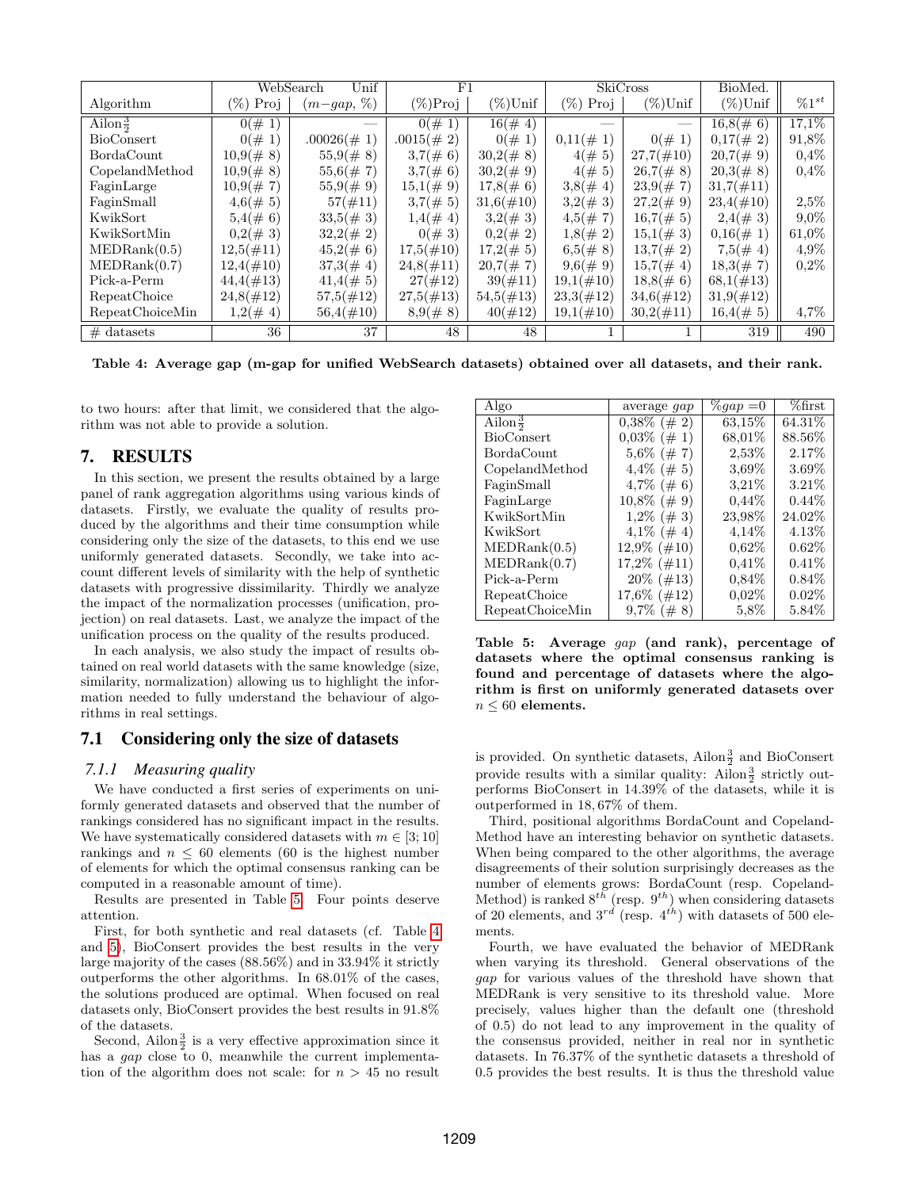| Algorithm | WebSearch (%) Proj | Unif ($m-gap$, %) | F1 (%)Proj | (%)Unif | SkiCross (%) Proj | (%)Unif | BioMed. (%)Unif | $\%1^{st}$ |
|---|---|---|---|---|---|---|---|---|
| Ailon$\frac{3}{2}$ | 0(# 1) | — | 0(# 1) | 16(# 4) | — | — | 16,8(# 6) | 17,1% |
| BioConsert | 0(# 1) | .00026(# 1) | .0015(# 2) | 0(# 1) | 0,11(# 1) | 0(# 1) | 0,17(# 2) | 91,8% |
| BordaCount | 10,9(# 8) | 55,9(# 8) | 3,7(# 6) | 30,2(# 8) | 4(# 5) | 27,7(#10) | 20,7(# 9) | 0,4% |
| CopelandMethod | 10,9(# 8) | 55,6(# 7) | 3,7(# 6) | 30,2(# 9) | 4(# 5) | 26,7(# 8) | 20,3(# 8) | 0,4% |
| FaginLarge | 10,9(# 7) | 55,9(# 9) | 15,1(# 9) | 17,8(# 6) | 3,8(# 4) | 23,9(# 7) | 31,7(#11) | |
| FaginSmall | 4,6(# 5) | 57(#11) | 3,7(# 5) | 31,6(#10) | 3,2(# 3) | 27,2(# 9) | 23,4(#10) | 2,5% |
| KwikSort | 5,4(# 6) | 33,5(# 3) | 1,4(# 4) | 3,2(# 3) | 4,5(# 7) | 16,7(# 5) | 2,4(# 3) | 9,0% |
| KwikSortMin | 0,2(# 3) | 32,2(# 2) | 0(# 3) | 0,2(# 2) | 1,8(# 2) | 15,1(# 3) | 0,16(# 1) | 61,0% |
| MEDRank(0.5) | 12,5(#11) | 45,2(# 6) | 17,5(#10) | 17,2(# 5) | 6,5(# 8) | 13,7(# 2) | 7,5(# 4) | 4,9% |
| MEDRank(0.7) | 12,4(#10) | 37,3(# 4) | 24,8(#11) | 20,7(# 7) | 9,6(# 9) | 15,7(# 4) | 18,3(# 7) | 0,2% |
| Pick-a-Perm | 44,4(#13) | 41,4(# 5) | 27(#12) | 39(#11) | 19,1(#10) | 18,8(# 6) | 68,1(#13) | |
| RepeatChoice | 24,8(#12) | 57,5(#12) | 27,5(#13) | 54,5(#13) | 23,3(#12) | 34,6(#12) | 31,9(#12) | |
| RepeatChoiceMin | 1,2(# 4) | 56,4(#10) | 8,9(# 8) | 40(#12) | 19,1(#10) | 30,2(#11) | 16,4(# 5) | 4,7% |
| # datasets | 36 | 37 | 48 | 48 | 1 | 1 | 319 | 490 |

**Table 4: Average gap (m-gap for unified WebSearch datasets) obtained over all datasets, and their rank.**

to two hours: after that limit, we considered that the algorithm was not able to provide a solution.

## 7. RESULTS

In this section, we present the results obtained by a large panel of rank aggregation algorithms using various kinds of datasets. Firstly, we evaluate the quality of results produced by the algorithms and their time consumption while considering only the size of the datasets, to this end we use uniformly generated datasets. Secondly, we take into account different levels of similarity with the help of synthetic datasets with progressive dissimilarity. Thirdly we analyze the impact of the normalization processes (unification, projection) on real datasets. Last, we analyze the impact of the unification process on the quality of the results produced.

In each analysis, we also study the impact of results obtained on real world datasets with the same knowledge (size, similarity, normalization) allowing us to highlight the information needed to fully understand the behaviour of algorithms in real settings.

### 7.1 Considering only the size of datasets

#### 7.1.1 *Measuring quality*

We have conducted a first series of experiments on uniformly generated datasets and observed that the number of rankings considered has no significant impact in the results. We have systematically considered datasets with $m \in [3; 10]$ rankings and $n \leq 60$ elements (60 is the highest number of elements for which the optimal consensus ranking can be computed in a reasonable amount of time).

Results are presented in Table 5. Four points deserve attention.

First, for both synthetic and real datasets (cf. Table 4 and 5), BioConsert provides the best results in the very large majority of the cases (88.56%) and in 33.94% it strictly outperforms the other algorithms. In 68.01% of the cases, the solutions produced are optimal. When focused on real datasets only, BioConsert provides the best results in 91.8% of the datasets.

Second, Ailon$\frac{3}{2}$ is a very effective approximation since it has a *gap* close to 0, meanwhile the current implementation of the algorithm does not scale: for $n > 45$ no result

| Algo | average *gap* | $\%gap = 0$ | %first |
|---|---|---|---|
| Ailon$\frac{3}{2}$ | 0,38% (# 2) | 63,15% | 64.31% |
| BioConsert | 0,03% (# 1) | 68,01% | 88.56% |
| BordaCount | 5,6% (# 7) | 2,53% | 2.17% |
| CopelandMethod | 4,4% (# 5) | 3,69% | 3.69% |
| FaginSmall | 4,7% (# 6) | 3,21% | 3.21% |
| FaginLarge | 10,8% (# 9) | 0,44% | 0.44% |
| KwikSortMin | 1,2% (# 3) | 23,98% | 24.02% |
| KwikSort | 4,1% (# 4) | 4,14% | 4.13% |
| MEDRank(0.5) | 12,9% (#10) | 0,62% | 0.62% |
| MEDRank(0.7) | 17,2% (#11) | 0,41% | 0.41% |
| Pick-a-Perm | 20% (#13) | 0,84% | 0.84% |
| RepeatChoice | 17,6% (#12) | 0,02% | 0.02% |
| RepeatChoiceMin | 9,7% (# 8) | 5,8% | 5.84% |

**Table 5: Average *gap* (and rank), percentage of datasets where the optimal consensus ranking is found and percentage of datasets where the algorithm is first on uniformly generated datasets over $n \leq 60$ elements.**

is provided. On synthetic datasets, Ailon$\frac{3}{2}$ and BioConsert provide results with a similar quality: Ailon$\frac{3}{2}$ strictly outperforms BioConsert in 14.39% of the datasets, while it is outperformed in 18,67% of them.

Third, positional algorithms BordaCount and CopelandMethod have an interesting behavior on synthetic datasets. When being compared to the other algorithms, the average disagreements of their solution surprisingly decreases as the number of elements grows: BordaCount (resp. CopelandMethod) is ranked $8^{th}$ (resp. $9^{th}$) when considering datasets of 20 elements, and $3^{rd}$ (resp. $4^{th}$) with datasets of 500 elements.

Fourth, we have evaluated the behavior of MEDRank when varying its threshold. General observations of the *gap* for various values of the threshold have shown that MEDRank is very sensitive to its threshold value. More precisely, values higher than the default one (threshold of 0.5) do not lead to any improvement in the quality of the consensus provided, neither in real nor in synthetic datasets. In 76.37% of the synthetic datasets a threshold of 0.5 provides the best results. It is thus the threshold value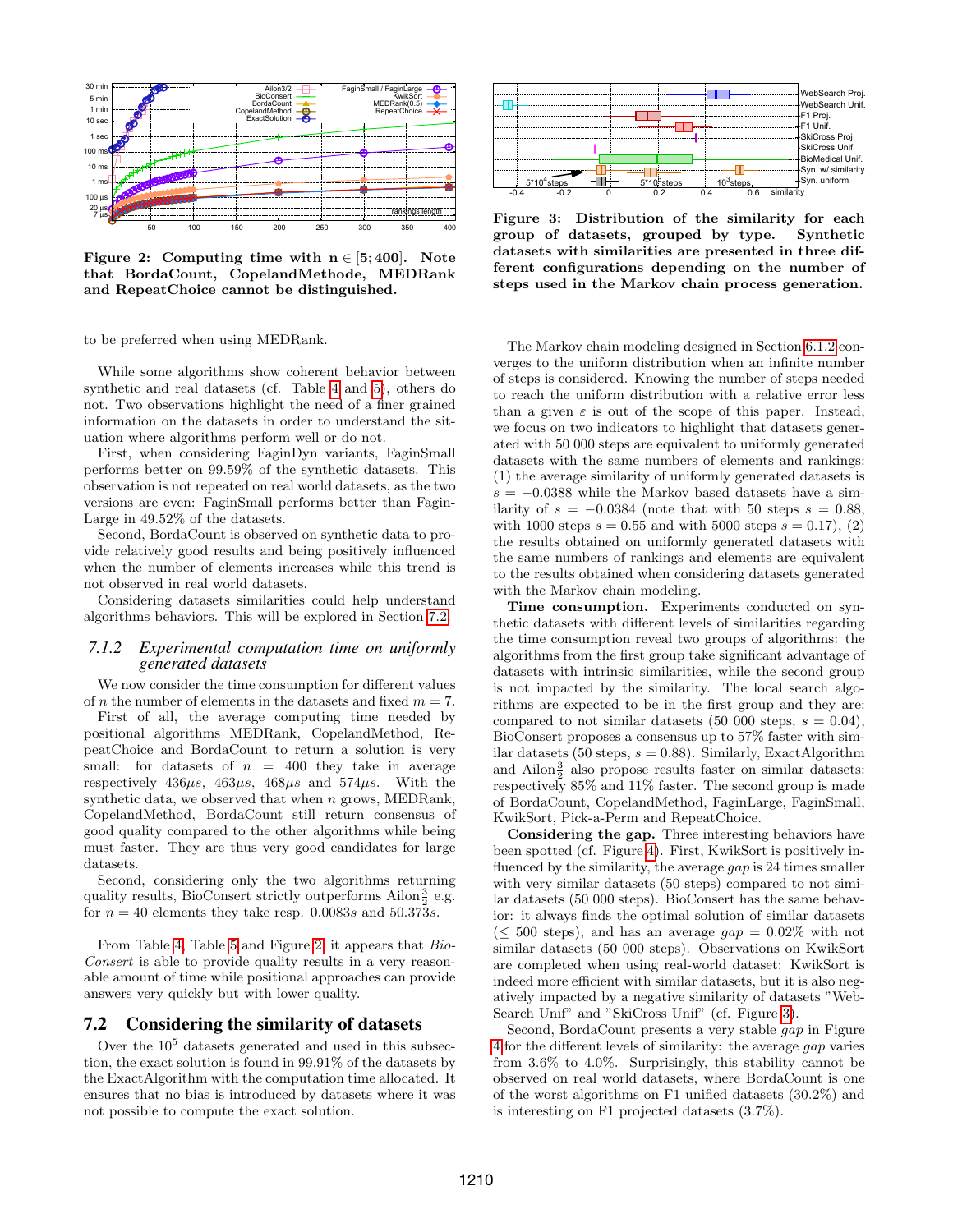Figure 2: Computing time with $n \in [5; 400]$. Note that BordaCount, CopelandMethode, MEDRank and RepeatChoice cannot be distinguished.

Figure 3: Distribution of the similarity for each group of datasets, grouped by type. Synthetic datasets with similarities are presented in three different configurations depending on the number of steps used in the Markov chain process generation.

to be preferred when using MEDRank.

While some algorithms show coherent behavior between synthetic and real datasets (cf. Table 4 and 5), others do not. Two observations highlight the need of a finer grained information on the datasets in order to understand the situation where algorithms perform well or do not.

First, when considering FaginDyn variants, FaginSmall performs better on 99.59% of the synthetic datasets. This observation is not repeated on real world datasets, as the two versions are even: FaginSmall performs better than FaginLarge in 49.52% of the datasets.

Second, BordaCount is observed on synthetic data to provide relatively good results and being positively influenced when the number of elements increases while this trend is not observed in real world datasets.

Considering datasets similarities could help understand algorithms behaviors. This will be explored in Section 7.2.

### 7.1.2 Experimental computation time on uniformly generated datasets

We now consider the time consumption for different values of $n$ the number of elements in the datasets and fixed $m = 7$.

First of all, the average computing time needed by positional algorithms MEDRank, CopelandMethod, RepeatChoice and BordaCount to return a solution is very small: for datasets of $n = 400$ they take in average respectively $436\mu s$, $463\mu s$, $468\mu s$ and $574\mu s$. With the synthetic data, we observed that when $n$ grows, MEDRank, CopelandMethod, BordaCount still return consensus of good quality compared to the other algorithms while being must faster. They are thus very good candidates for large datasets.

Second, considering only the two algorithms returning quality results, BioConsert strictly outperforms Ailon$\frac{3}{2}$ e.g. for $n = 40$ elements they take resp. $0.0083s$ and $50.373s$.

From Table 4, Table 5 and Figure 2, it appears that *BioConsert* is able to provide quality results in a very reasonable amount of time while positional approaches can provide answers very quickly but with lower quality.

## 7.2 Considering the similarity of datasets

Over the $10^5$ datasets generated and used in this subsection, the exact solution is found in 99.91% of the datasets by the ExactAlgorithm with the computation time allocated. It ensures that no bias is introduced by datasets where it was not possible to compute the exact solution.

The Markov chain modeling designed in Section 6.1.2 converges to the uniform distribution when an infinite number of steps is considered. Knowing the number of steps needed to reach the uniform distribution with a relative error less than a given $\varepsilon$ is out of the scope of this paper. Instead, we focus on two indicators to highlight that datasets generated with 50 000 steps are equivalent to uniformly generated datasets with the same numbers of elements and rankings: (1) the average similarity of uniformly generated datasets is $s = -0.0388$ while the Markov based datasets have a similarity of $s = -0.0384$ (note that with 50 steps $s = 0.88$, with 1000 steps $s = 0.55$ and with 5000 steps $s = 0.17$), (2) the results obtained on uniformly generated datasets with the same numbers of rankings and elements are equivalent to the results obtained when considering datasets generated with the Markov chain modeling.

**Time consumption.** Experiments conducted on synthetic datasets with different levels of similarities regarding the time consumption reveal two groups of algorithms: the algorithms from the first group take significant advantage of datasets with intrinsic similarities, while the second group is not impacted by the similarity. The local search algorithms are expected to be in the first group and they are: compared to not similar datasets (50 000 steps, $s = 0.04$), BioConsert proposes a consensus up to 57% faster with similar datasets (50 steps, $s = 0.88$). Similarly, ExactAlgorithm and Ailon$\frac{3}{2}$ also propose results faster on similar datasets: respectively 85% and 11% faster. The second group is made of BordaCount, CopelandMethod, FaginLarge, FaginSmall, KwikSort, Pick-a-Perm and RepeatChoice.

**Considering the gap.** Three interesting behaviors have been spotted (cf. Figure 4). First, KwikSort is positively influenced by the similarity, the average *gap* is 24 times smaller with very similar datasets (50 steps) compared to not similar datasets (50 000 steps). BioConsert has the same behavior: it always finds the optimal solution of similar datasets ($\leq$ 500 steps), and has an average $gap = 0.02\%$ with not similar datasets (50 000 steps). Observations on KwikSort are completed when using real-world dataset: KwikSort is indeed more efficient with similar datasets, but it is also negatively impacted by a negative similarity of datasets "WebSearch Unif" and "SkiCross Unif" (cf. Figure 3).

Second, BordaCount presents a very stable *gap* in Figure 4 for the different levels of similarity: the average *gap* varies from 3.6% to 4.0%. Surprisingly, this stability cannot be observed on real world datasets, where BordaCount is one of the worst algorithms on F1 unified datasets (30.2%) and is interesting on F1 projected datasets (3.7%).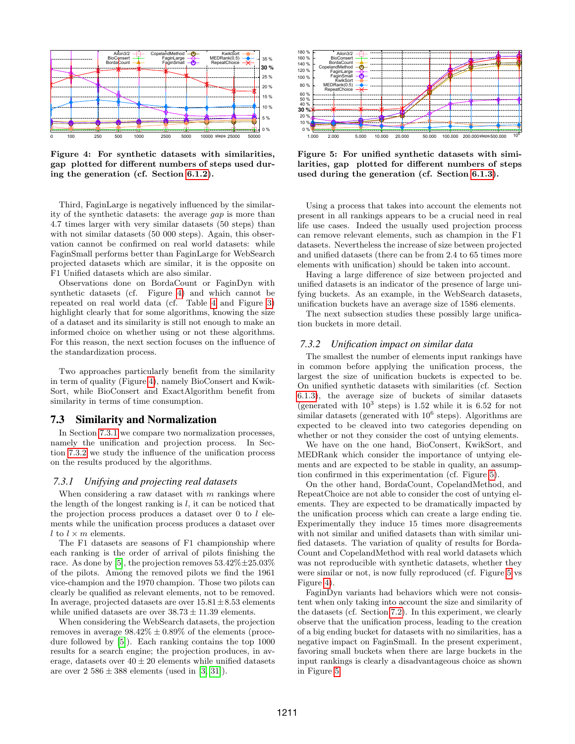**Figure 4: For synthetic datasets with similarities, gap plotted for different numbers of steps used during the generation (cf. Section 6.1.2).**

Third, FaginLarge is negatively influenced by the similarity of the synthetic datasets: the average *gap* is more than 4.7 times larger with very similar datasets (50 steps) than with not similar datasets (50 000 steps). Again, this observation cannot be confirmed on real world datasets: while FaginSmall performs better than FaginLarge for WebSearch projected datasets which are similar, it is the opposite on F1 Unified datasets which are also similar.

Observations done on BordaCount or FaginDyn with synthetic datasets (cf. Figure 4) and which cannot be repeated on real world data (cf. Table 4 and Figure 3) highlight clearly that for some algorithms, knowing the size of a dataset and its similarity is still not enough to make an informed choice on whether using or not these algorithms. For this reason, the next section focuses on the influence of the standardization process.

Two approaches particularly benefit from the similarity in term of quality (Figure 4), namely BioConsert and KwikSort, while BioConsert and ExactAlgorithm benefit from similarity in terms of time consumption.

## 7.3 Similarity and Normalization

In Section 7.3.1 we compare two normalization processes, namely the unification and projection process. In Section 7.3.2 we study the influence of the unification process on the results produced by the algorithms.

### 7.3.1 Unifying and projecting real datasets

When considering a raw dataset with $m$ rankings where the length of the longest ranking is $l$, it can be noticed that the projection process produces a dataset over 0 to $l$ elements while the unification process produces a dataset over $l$ to $l \times m$ elements.

The F1 datasets are seasons of F1 championship where each ranking is the order of arrival of pilots finishing the race. As done by [5], the projection removes $53.42\% \pm 25.03\%$ of the pilots. Among the removed pilots we find the 1961 vice-champion and the 1970 champion. Those two pilots can clearly be qualified as relevant elements, not to be removed. In average, projected datasets are over $15.81 \pm 8.53$ elements while unified datasets are over $38.73 \pm 11.39$ elements.

When considering the WebSearch datasets, the projection removes in average $98.42\% \pm 0.89\%$ of the elements (procedure followed by [5]). Each ranking contains the top 1000 results for a search engine; the projection produces, in average, datasets over $40 \pm 20$ elements while unified datasets are over $2\ 586 \pm 388$ elements (used in [3, 31]).

**Figure 5: For unified synthetic datasets with similarities, gap plotted for different numbers of steps used during the generation (cf. Section 6.1.3).**

Using a process that takes into account the elements not present in all rankings appears to be a crucial need in real life use cases. Indeed the usually used projection process can remove relevant elements, such as champion in the F1 datasets. Nevertheless the increase of size between projected and unified datasets (there can be from 2.4 to 65 times more elements with unification) should be taken into account.

Having a large difference of size between projected and unified datasets is an indicator of the presence of large unifying buckets. As an example, in the WebSearch datasets, unification buckets have an average size of 1586 elements.

The next subsection studies these possibly large unification buckets in more detail.

### 7.3.2 Unification impact on similar data

The smallest the number of elements input rankings have in common before applying the unification process, the largest the size of unification buckets is expected to be. On unified synthetic datasets with similarities (cf. Section 6.1.3), the average size of buckets of similar datasets (generated with $10^3$ steps) is 1.52 while it is 6.52 for not similar datasets (generated with $10^6$ steps). Algorithms are expected to be cleaved into two categories depending on whether or not they consider the cost of untying elements.

We have on the one hand, BioConsert, KwikSort, and MEDRank which consider the importance of untying elements and are expected to be stable in quality, an assumption confirmed in this experimentation (cf. Figure 5).

On the other hand, BordaCount, CopelandMethod, and RepeatChoice are not able to consider the cost of untying elements. They are expected to be dramatically impacted by the unification process which can create a large ending tie. Experimentally they induce 15 times more disagreements with not similar and unified datasets than with similar unified datasets. The variation of quality of results for BordaCount and CopelandMethod with real world datasets which was not reproducible with synthetic datasets, whether they were similar or not, is now fully reproduced (cf. Figure 5 vs Figure 4).

FaginDyn variants had behaviors which were not consistent when only taking into account the size and similarity of the datasets (cf. Section 7.2). In this experiment, we clearly observe that the unification process, leading to the creation of a big ending bucket for datasets with no similarities, has a negative impact on FaginSmall. In the present experiment, favoring small buckets when there are large buckets in the input rankings is clearly a disadvantageous choice as shown in Figure 5.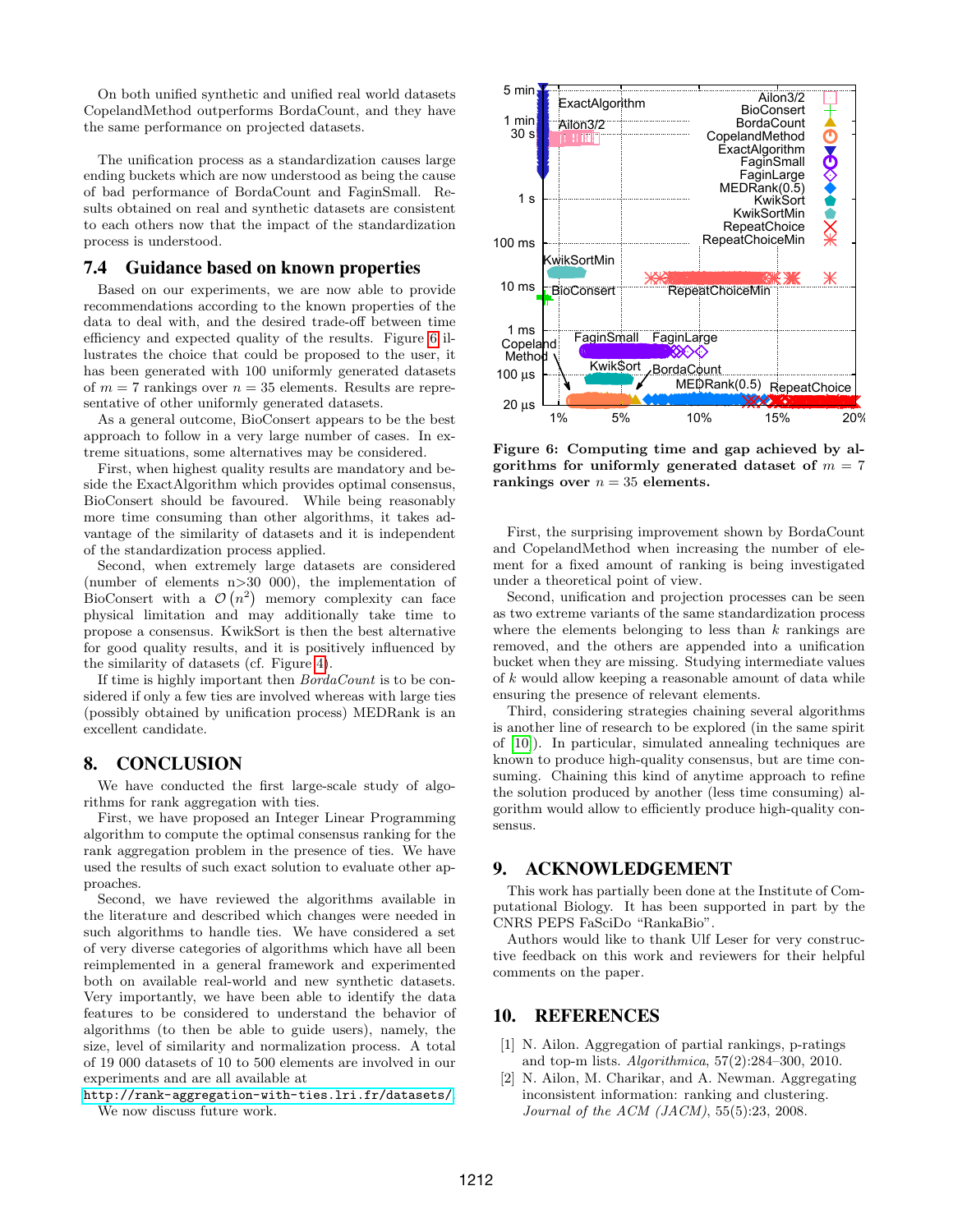On both unified synthetic and unified real world datasets CopelandMethod outperforms BordaCount, and they have the same performance on projected datasets.

The unification process as a standardization causes large ending buckets which are now understood as being the cause of bad performance of BordaCount and FaginSmall. Results obtained on real and synthetic datasets are consistent to each others now that the impact of the standardization process is understood.

## 7.4 Guidance based on known properties

Based on our experiments, we are now able to provide recommendations according to the known properties of the data to deal with, and the desired trade-off between time efficiency and expected quality of the results. Figure 6 illustrates the choice that could be proposed to the user, it has been generated with 100 uniformly generated datasets of $m = 7$ rankings over $n = 35$ elements. Results are representative of other uniformly generated datasets.

As a general outcome, BioConsert appears to be the best approach to follow in a very large number of cases. In extreme situations, some alternatives may be considered.

First, when highest quality results are mandatory and beside the ExactAlgorithm which provides optimal consensus, BioConsert should be favoured. While being reasonably more time consuming than other algorithms, it takes advantage of the similarity of datasets and it is independent of the standardization process applied.

Second, when extremely large datasets are considered (number of elements n>30 000), the implementation of BioConsert with a $\mathcal{O}(n^2)$ memory complexity can face physical limitation and may additionally take time to propose a consensus. KwikSort is then the best alternative for good quality results, and it is positively influenced by the similarity of datasets (cf. Figure 4).

If time is highly important then *BordaCount* is to be considered if only a few ties are involved whereas with large ties (possibly obtained by unification process) MEDRank is an excellent candidate.

**Figure 6: Computing time and gap achieved by algorithms for uniformly generated dataset of $m = 7$ rankings over $n = 35$ elements.**

First, the surprising improvement shown by BordaCount and CopelandMethod when increasing the number of element for a fixed amount of ranking is being investigated under a theoretical point of view.

Second, unification and projection processes can be seen as two extreme variants of the same standardization process where the elements belonging to less than $k$ rankings are removed, and the others are appended into a unification bucket when they are missing. Studying intermediate values of $k$ would allow keeping a reasonable amount of data while ensuring the presence of relevant elements.

Third, considering strategies chaining several algorithms is another line of research to be explored (in the same spirit of [10]). In particular, simulated annealing techniques are known to produce high-quality consensus, but are time consuming. Chaining this kind of anytime approach to refine the solution produced by another (less time consuming) algorithm would allow to efficiently produce high-quality consensus.

# 8. CONCLUSION

We have conducted the first large-scale study of algorithms for rank aggregation with ties.

First, we have proposed an Integer Linear Programming algorithm to compute the optimal consensus ranking for the rank aggregation problem in the presence of ties. We have used the results of such exact solution to evaluate other approaches.

Second, we have reviewed the algorithms available in the literature and described which changes were needed in such algorithms to handle ties. We have considered a set of very diverse categories of algorithms which have all been reimplemented in a general framework and experimented both on available real-world and new synthetic datasets. Very importantly, we have been able to identify the data features to be considered to understand the behavior of algorithms (to then be able to guide users), namely, the size, level of similarity and normalization process. A total of 19 000 datasets of 10 to 500 elements are involved in our experiments and are all available at
http://rank-aggregation-with-ties.lri.fr/datasets/.
We now discuss future work.

# 9. ACKNOWLEDGEMENT

This work has partially been done at the Institute of Computational Biology. It has been supported in part by the CNRS PEPS FaSciDo "RankaBio".

Authors would like to thank Ulf Leser for very constructive feedback on this work and reviewers for their helpful comments on the paper.

# 10. REFERENCES

[1] N. Ailon. Aggregation of partial rankings, p-ratings and top-m lists. *Algorithmica*, 57(2):284–300, 2010.

[2] N. Ailon, M. Charikar, and A. Newman. Aggregating inconsistent information: ranking and clustering. *Journal of the ACM (JACM)*, 55(5):23, 2008.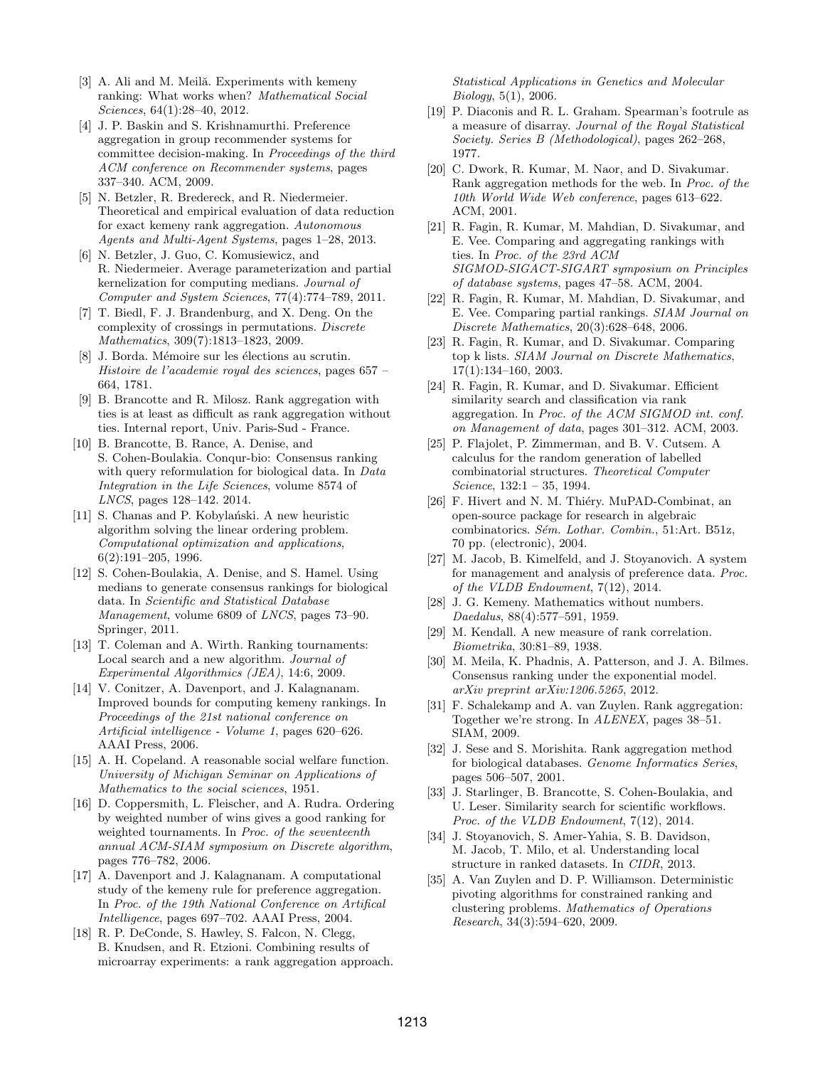[3] A. Ali and M. Meilă. Experiments with kemeny ranking: What works when? *Mathematical Social Sciences*, 64(1):28–40, 2012.

[4] J. P. Baskin and S. Krishnamurthi. Preference aggregation in group recommender systems for committee decision-making. In *Proceedings of the third ACM conference on Recommender systems*, pages 337–340. ACM, 2009.

[5] N. Betzler, R. Bredereck, and R. Niedermeier. Theoretical and empirical evaluation of data reduction for exact kemeny rank aggregation. *Autonomous Agents and Multi-Agent Systems*, pages 1–28, 2013.

[6] N. Betzler, J. Guo, C. Komusiewicz, and R. Niedermeier. Average parameterization and partial kernelization for computing medians. *Journal of Computer and System Sciences*, 77(4):774–789, 2011.

[7] T. Biedl, F. J. Brandenburg, and X. Deng. On the complexity of crossings in permutations. *Discrete Mathematics*, 309(7):1813–1823, 2009.

[8] J. Borda. Mémoire sur les élections au scrutin. *Histoire de l'academie royal des sciences*, pages 657 – 664, 1781.

[9] B. Brancotte and R. Milosz. Rank aggregation with ties is at least as difficult as rank aggregation without ties. Internal report, Univ. Paris-Sud - France.

[10] B. Brancotte, B. Rance, A. Denise, and S. Cohen-Boulakia. Conqur-bio: Consensus ranking with query reformulation for biological data. In *Data Integration in the Life Sciences*, volume 8574 of *LNCS*, pages 128–142. 2014.

[11] S. Chanas and P. Kobylański. A new heuristic algorithm solving the linear ordering problem. *Computational optimization and applications*, 6(2):191–205, 1996.

[12] S. Cohen-Boulakia, A. Denise, and S. Hamel. Using medians to generate consensus rankings for biological data. In *Scientific and Statistical Database Management*, volume 6809 of *LNCS*, pages 73–90. Springer, 2011.

[13] T. Coleman and A. Wirth. Ranking tournaments: Local search and a new algorithm. *Journal of Experimental Algorithmics (JEA)*, 14:6, 2009.

[14] V. Conitzer, A. Davenport, and J. Kalagnanam. Improved bounds for computing kemeny rankings. In *Proceedings of the 21st national conference on Artificial intelligence - Volume 1*, pages 620–626. AAAI Press, 2006.

[15] A. H. Copeland. A reasonable social welfare function. *University of Michigan Seminar on Applications of Mathematics to the social sciences*, 1951.

[16] D. Coppersmith, L. Fleischer, and A. Rudra. Ordering by weighted number of wins gives a good ranking for weighted tournaments. In *Proc. of the seventeenth annual ACM-SIAM symposium on Discrete algorithm*, pages 776–782, 2006.

[17] A. Davenport and J. Kalagnanam. A computational study of the kemeny rule for preference aggregation. In *Proc. of the 19th National Conference on Artifical Intelligence*, pages 697–702. AAAI Press, 2004.

[18] R. P. DeConde, S. Hawley, S. Falcon, N. Clegg, B. Knudsen, and R. Etzioni. Combining results of microarray experiments: a rank aggregation approach. *Statistical Applications in Genetics and Molecular Biology*, 5(1), 2006.

[19] P. Diaconis and R. L. Graham. Spearman's footrule as a measure of disarray. *Journal of the Royal Statistical Society. Series B (Methodological)*, pages 262–268, 1977.

[20] C. Dwork, R. Kumar, M. Naor, and D. Sivakumar. Rank aggregation methods for the web. In *Proc. of the 10th World Wide Web conference*, pages 613–622. ACM, 2001.

[21] R. Fagin, R. Kumar, M. Mahdian, D. Sivakumar, and E. Vee. Comparing and aggregating rankings with ties. In *Proc. of the 23rd ACM SIGMOD-SIGACT-SIGART symposium on Principles of database systems*, pages 47–58. ACM, 2004.

[22] R. Fagin, R. Kumar, M. Mahdian, D. Sivakumar, and E. Vee. Comparing partial rankings. *SIAM Journal on Discrete Mathematics*, 20(3):628–648, 2006.

[23] R. Fagin, R. Kumar, and D. Sivakumar. Comparing top k lists. *SIAM Journal on Discrete Mathematics*, 17(1):134–160, 2003.

[24] R. Fagin, R. Kumar, and D. Sivakumar. Efficient similarity search and classification via rank aggregation. In *Proc. of the ACM SIGMOD int. conf. on Management of data*, pages 301–312. ACM, 2003.

[25] P. Flajolet, P. Zimmerman, and B. V. Cutsem. A calculus for the random generation of labelled combinatorial structures. *Theoretical Computer Science*, 132:1 – 35, 1994.

[26] F. Hivert and N. M. Thiéry. MuPAD-Combinat, an open-source package for research in algebraic combinatorics. *Sém. Lothar. Combin.*, 51:Art. B51z, 70 pp. (electronic), 2004.

[27] M. Jacob, B. Kimelfeld, and J. Stoyanovich. A system for management and analysis of preference data. *Proc. of the VLDB Endowment*, 7(12), 2014.

[28] J. G. Kemeny. Mathematics without numbers. *Daedalus*, 88(4):577–591, 1959.

[29] M. Kendall. A new measure of rank correlation. *Biometrika*, 30:81–89, 1938.

[30] M. Meila, K. Phadnis, A. Patterson, and J. A. Bilmes. Consensus ranking under the exponential model. *arXiv preprint arXiv:1206.5265*, 2012.

[31] F. Schalekamp and A. van Zuylen. Rank aggregation: Together we're strong. In *ALENEX*, pages 38–51. SIAM, 2009.

[32] J. Sese and S. Morishita. Rank aggregation method for biological databases. *Genome Informatics Series*, pages 506–507, 2001.

[33] J. Starlinger, B. Brancotte, S. Cohen-Boulakia, and U. Leser. Similarity search for scientific workflows. *Proc. of the VLDB Endowment*, 7(12), 2014.

[34] J. Stoyanovich, S. Amer-Yahia, S. B. Davidson, M. Jacob, T. Milo, et al. Understanding local structure in ranked datasets. In *CIDR*, 2013.

[35] A. Van Zuylen and D. P. Williamson. Deterministic pivoting algorithms for constrained ranking and clustering problems. *Mathematics of Operations Research*, 34(3):594–620, 2009.